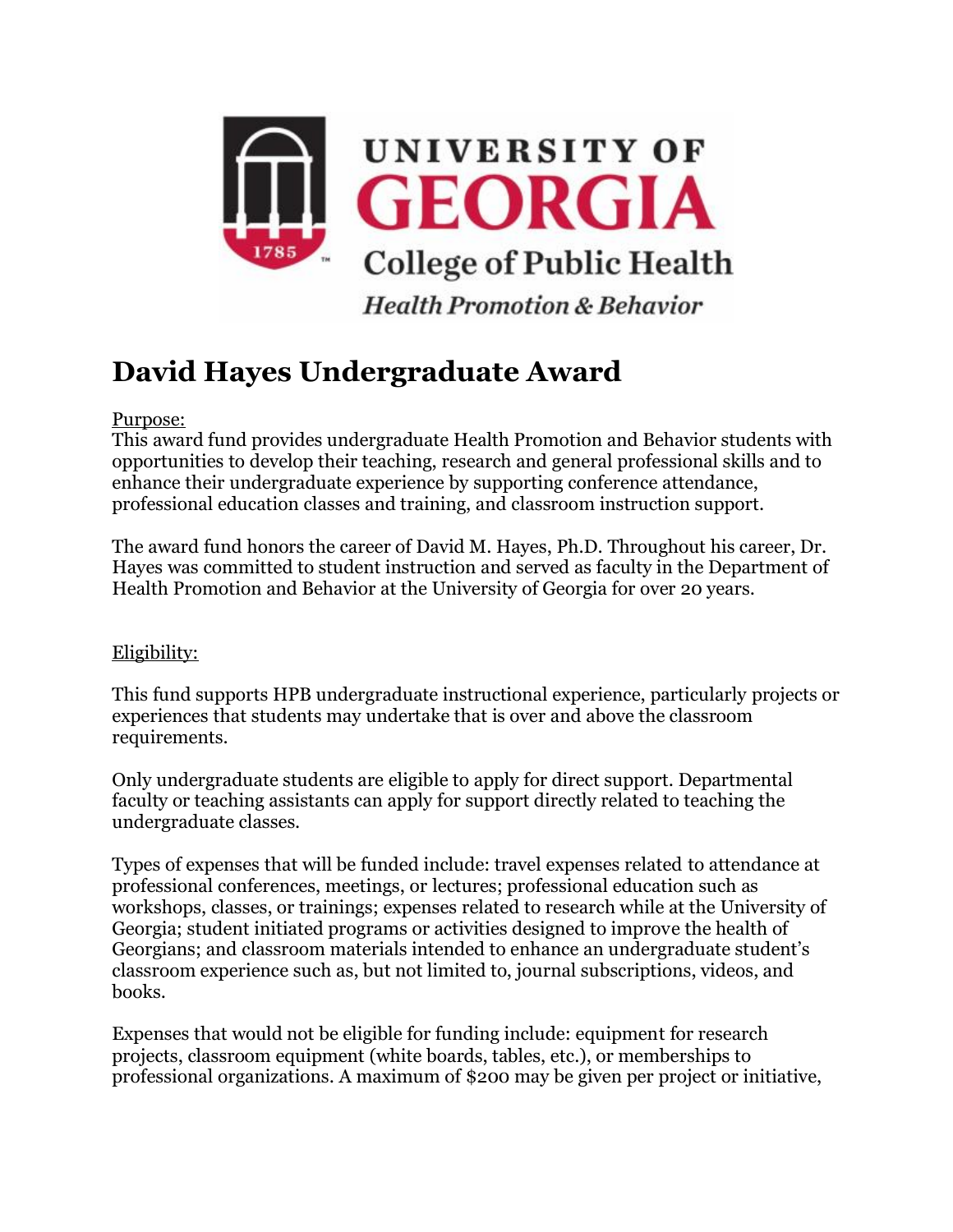UNIVERSITY OF GEORGIA

College of Public Health

*Health Promotion & Behavior*

# David Hayes Undergraduate Award

Purpose:

This award fund provides undergraduate Health Promotion and Behavior students with opportunities to develop their teaching, research and general professional skills and to enhance their undergraduate experience by supporting conference attendance, professional education classes and training, and classroom instruction support.

The award fund honors the career of David M. Hayes, Ph.D. Throughout his career, Dr. Hayes was committed to student instruction and served as faculty in the Department of Health Promotion and Behavior at the University of Georgia for over 20 years.

Eligibility:

This fund supports HPB undergraduate instructional experience, particularly projects or experiences that students may undertake that is over and above the classroom requirements.

Only undergraduate students are eligible to apply for direct support. Departmental faculty or teaching assistants can apply for support directly related to teaching the undergraduate classes.

Types of expenses that will be funded include: travel expenses related to attendance at professional conferences, meetings, or lectures; professional education such as workshops, classes, or trainings; expenses related to research while at the University of Georgia; student initiated programs or activities designed to improve the health of Georgians; and classroom materials intended to enhance an undergraduate student's classroom experience such as, but not limited to, journal subscriptions, videos, and books.

Expenses that would not be eligible for funding include: equipment for research projects, classroom equipment (white boards, tables, etc.), or memberships to professional organizations. A maximum of $200 may be given per project or initiative,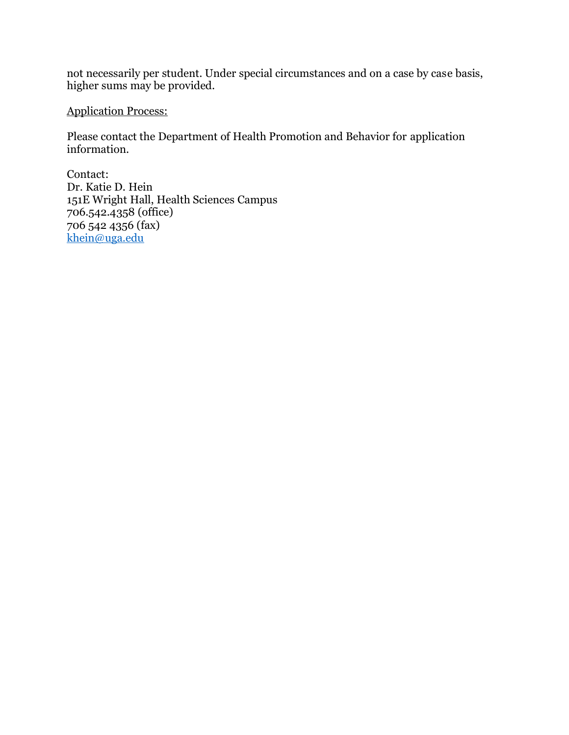not necessarily per student. Under special circumstances and on a case by case basis, higher sums may be provided.

Application Process:

Please contact the Department of Health Promotion and Behavior for application information.

Contact:
Dr. Katie D. Hein
151E Wright Hall, Health Sciences Campus
706.542.4358 (office)
706 542 4356 (fax)
khein@uga.edu